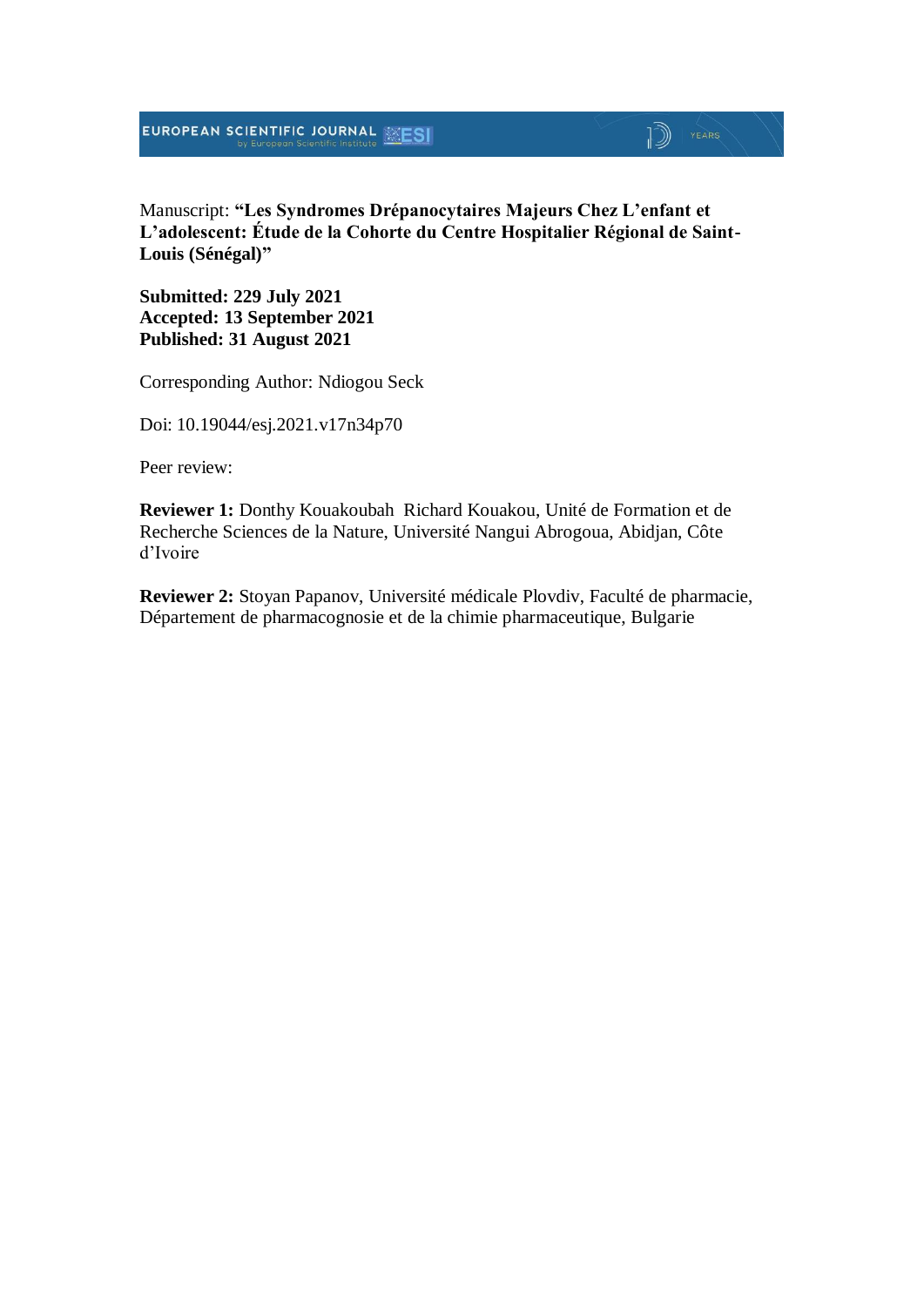Manuscript: **"Les Syndromes Drépanocytaires Majeurs Chez L'enfant et L'adolescent: Étude de la Cohorte du Centre Hospitalier Régional de Saint-Louis (Sénégal)"**

**Submitted: 229 July 2021**
**Accepted: 13 September 2021**
**Published: 31 August 2021**

Corresponding Author: Ndiogou Seck

Doi: 10.19044/esj.2021.v17n34p70

Peer review:

**Reviewer 1:** Donthy Kouakoubah Richard Kouakou, Unité de Formation et de Recherche Sciences de la Nature, Université Nangui Abrogoua, Abidjan, Côte d'Ivoire

**Reviewer 2:** Stoyan Papanov, Université médicale Plovdiv, Faculté de pharmacie, Département de pharmacognosie et de la chimie pharmaceutique, Bulgarie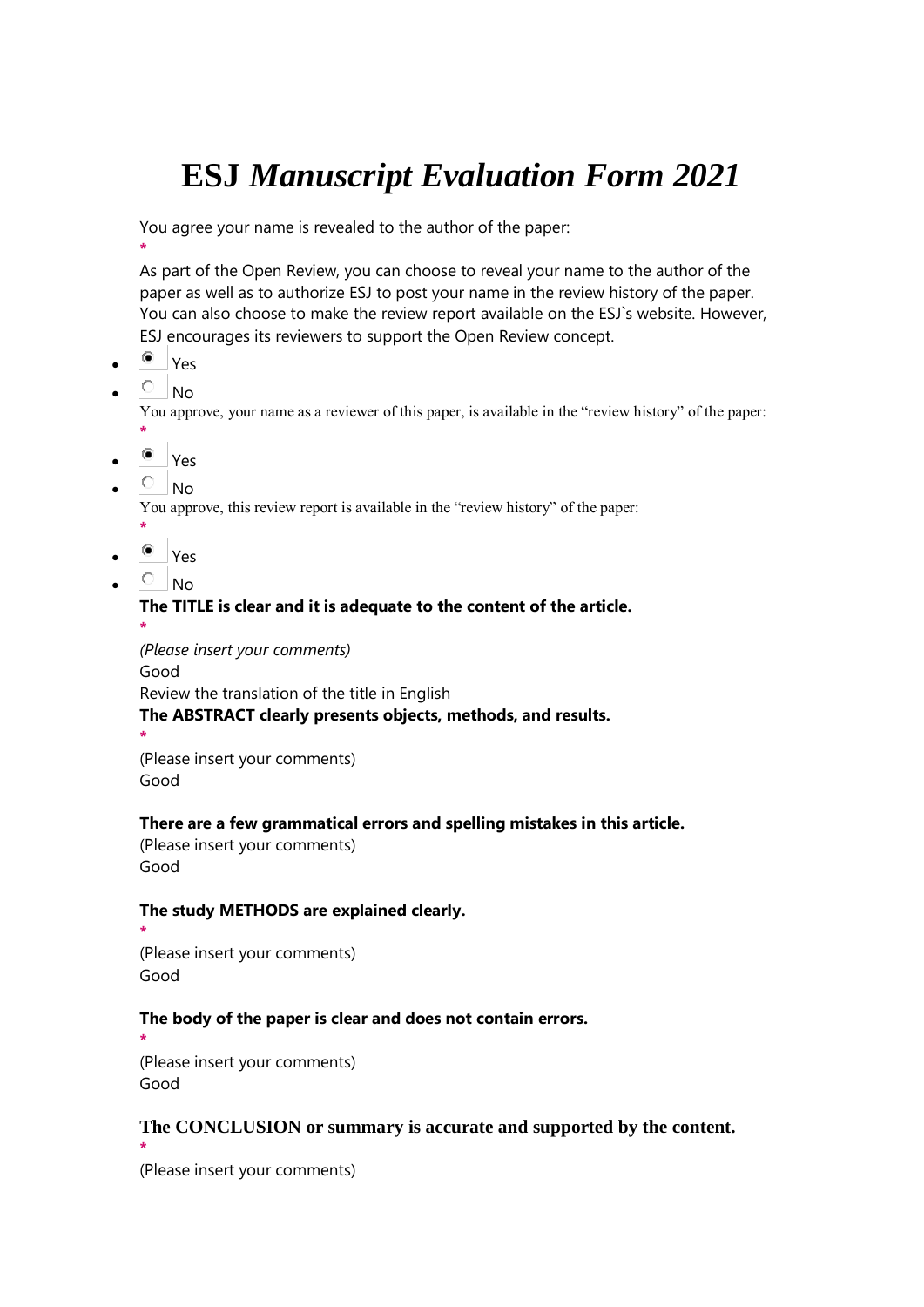# ESJ *Manuscript Evaluation Form 2021*

You agree your name is revealed to the author of the paper:

*

As part of the Open Review, you can choose to reveal your name to the author of the paper as well as to authorize ESJ to post your name in the review history of the paper. You can also choose to make the review report available on the ESJ`s website. However, ESJ encourages its reviewers to support the Open Review concept.

- (•) Yes
- ( ) No

You approve, your name as a reviewer of this paper, is available in the "review history" of the paper:

*

- (•) Yes
- ( ) No

You approve, this review report is available in the "review history" of the paper:

*

- (•) Yes
- ( ) No

**The TITLE is clear and it is adequate to the content of the article.**

*

*(Please insert your comments)*

Good

Review the translation of the title in English

**The ABSTRACT clearly presents objects, methods, and results.**

*

(Please insert your comments)

Good

**There are a few grammatical errors and spelling mistakes in this article.**

(Please insert your comments)

Good

**The study METHODS are explained clearly.**

*

(Please insert your comments)

Good

**The body of the paper is clear and does not contain errors.**

*

(Please insert your comments)

Good

**The CONCLUSION or summary is accurate and supported by the content.**

*

(Please insert your comments)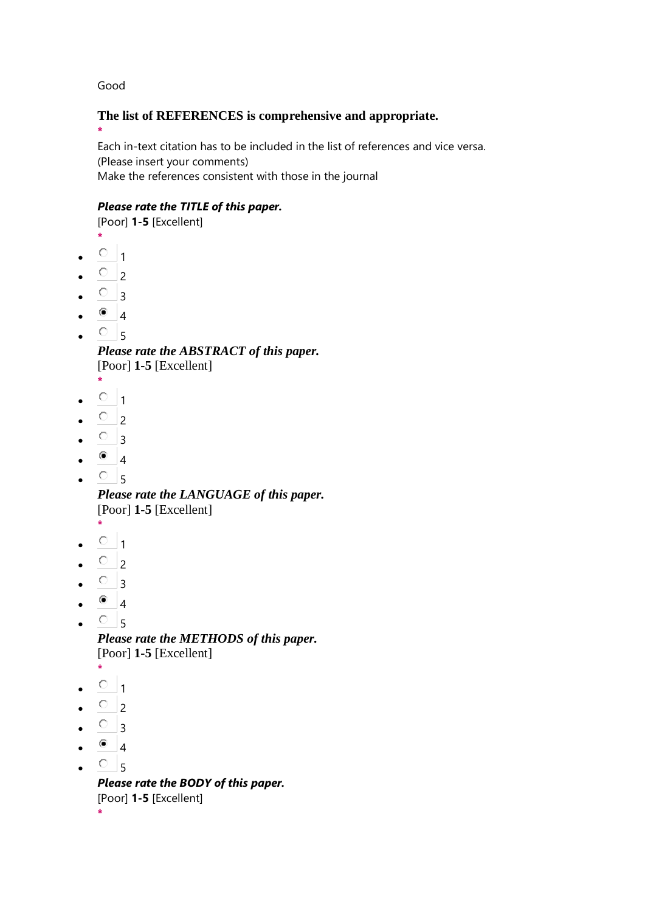Good

### The list of REFERENCES is comprehensive and appropriate.

*

Each in-text citation has to be included in the list of references and vice versa.
(Please insert your comments)
Make the references consistent with those in the journal

***Please rate the TITLE of this paper.***
[Poor] **1-5** [Excellent]
*

- ○ 1
- ○ 2
- ○ 3
- ● 4
- ○ 5

***Please rate the ABSTRACT of this paper.***
[Poor] **1-5** [Excellent]
*

- ○ 1
- ○ 2
- ○ 3
- ● 4
- ○ 5

***Please rate the LANGUAGE of this paper.***
[Poor] **1-5** [Excellent]
*

- ○ 1
- ○ 2
- ○ 3
- ● 4
- ○ 5

***Please rate the METHODS of this paper.***
[Poor] **1-5** [Excellent]
*

- ○ 1
- ○ 2
- ○ 3
- ● 4
- ○ 5

***Please rate the BODY of this paper.***
[Poor] **1-5** [Excellent]
*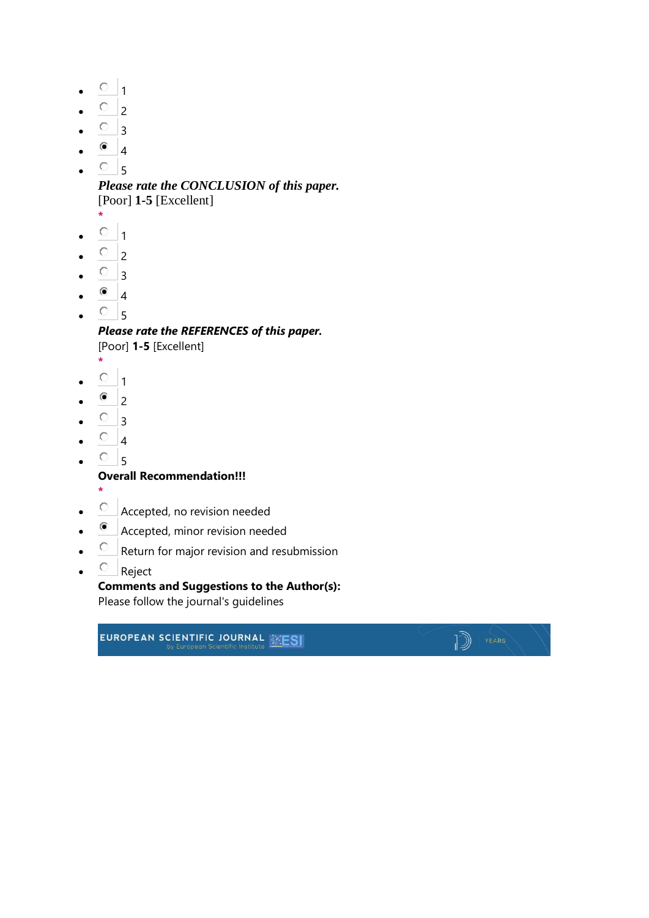- ○ 1
- ○ 2
- ○ 3
- ◉ 4
- ○ 5

***Please rate the CONCLUSION of this paper.***
[Poor] **1-5** [Excellent]
*

- ○ 1
- ○ 2
- ○ 3
- ◉ 4
- ○ 5

***Please rate the REFERENCES of this paper.***
[Poor] **1-5** [Excellent]
*

- ○ 1
- ◉ 2
- ○ 3
- ○ 4
- ○ 5

**Overall Recommendation!!!**
*

- ○ Accepted, no revision needed
- ◉ Accepted, minor revision needed
- ○ Return for major revision and resubmission
- ○ Reject

**Comments and Suggestions to the Author(s):**
Please follow the journal's guidelines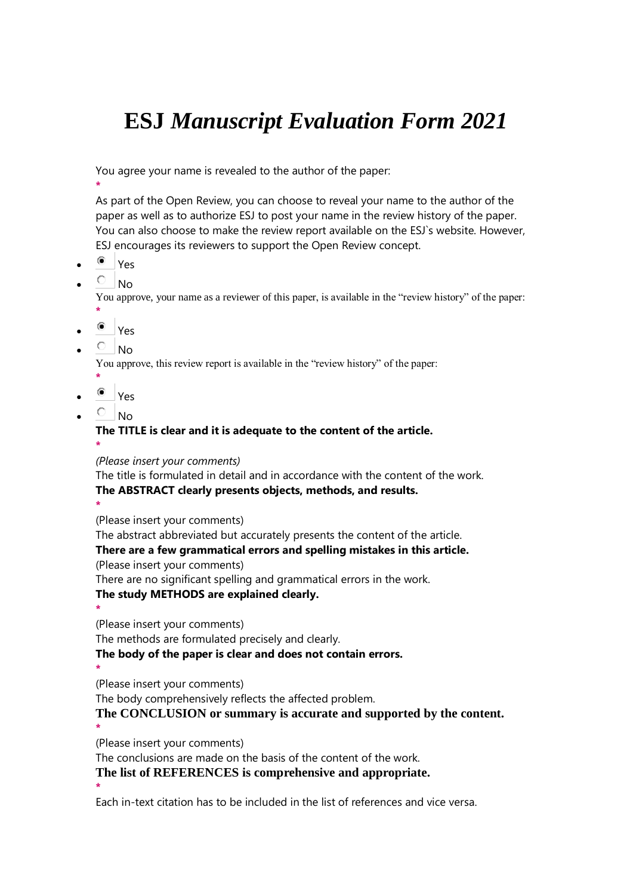# ESJ *Manuscript Evaluation Form 2021*

You agree your name is revealed to the author of the paper:
*
As part of the Open Review, you can choose to reveal your name to the author of the paper as well as to authorize ESJ to post your name in the review history of the paper. You can also choose to make the review report available on the ESJ`s website. However, ESJ encourages its reviewers to support the Open Review concept.

- (•) Yes
- ( ) No

You approve, your name as a reviewer of this paper, is available in the "review history" of the paper:
*

- (•) Yes
- ( ) No

You approve, this review report is available in the "review history" of the paper:
*

- (•) Yes
- ( ) No

**The TITLE is clear and it is adequate to the content of the article.**
*

*(Please insert your comments)*
The title is formulated in detail and in accordance with the content of the work.

**The ABSTRACT clearly presents objects, methods, and results.**
*

(Please insert your comments)
The abstract abbreviated but accurately presents the content of the article.

**There are a few grammatical errors and spelling mistakes in this article.**
(Please insert your comments)
There are no significant spelling and grammatical errors in the work.

**The study METHODS are explained clearly.**
*

(Please insert your comments)
The methods are formulated precisely and clearly.

**The body of the paper is clear and does not contain errors.**
*

(Please insert your comments)
The body comprehensively reflects the affected problem.

**The CONCLUSION or summary is accurate and supported by the content.**
*

(Please insert your comments)
The conclusions are made on the basis of the content of the work.

**The list of REFERENCES is comprehensive and appropriate.**
*

Each in-text citation has to be included in the list of references and vice versa.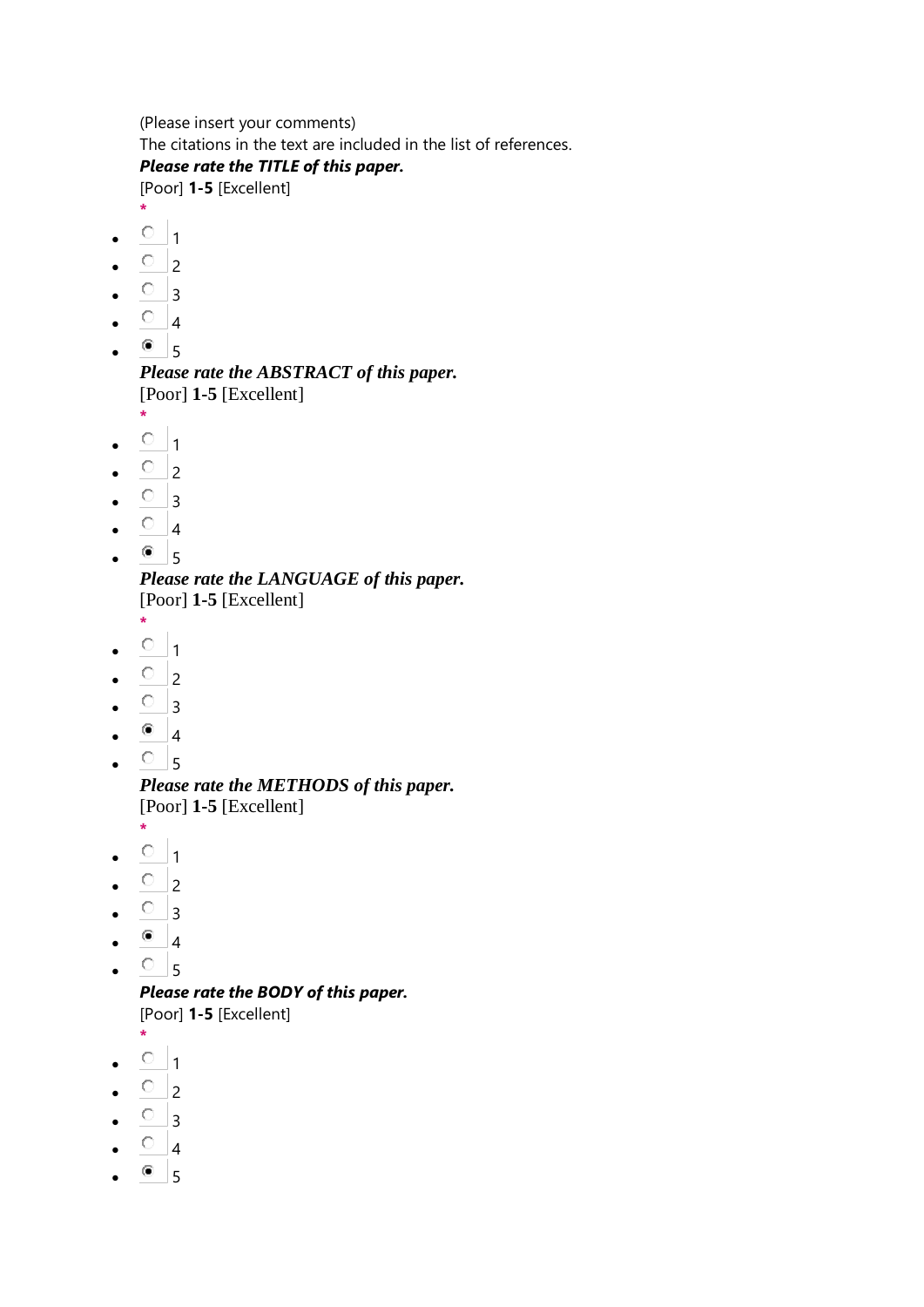(Please insert your comments)
The citations in the text are included in the list of references.
***Please rate the TITLE of this paper.***
[Poor] **1-5** [Excellent]
*

- ○ 1
- ○ 2
- ○ 3
- ○ 4
- ◉ 5

***Please rate the ABSTRACT of this paper.***
[Poor] **1-5** [Excellent]
*

- ○ 1
- ○ 2
- ○ 3
- ○ 4
- ◉ 5

***Please rate the LANGUAGE of this paper.***
[Poor] **1-5** [Excellent]
*

- ○ 1
- ○ 2
- ○ 3
- ◉ 4
- ○ 5

***Please rate the METHODS of this paper.***
[Poor] **1-5** [Excellent]
*

- ○ 1
- ○ 2
- ○ 3
- ◉ 4
- ○ 5

***Please rate the BODY of this paper.***
[Poor] **1-5** [Excellent]
*

- ○ 1
- ○ 2
- ○ 3
- ○ 4
- ◉ 5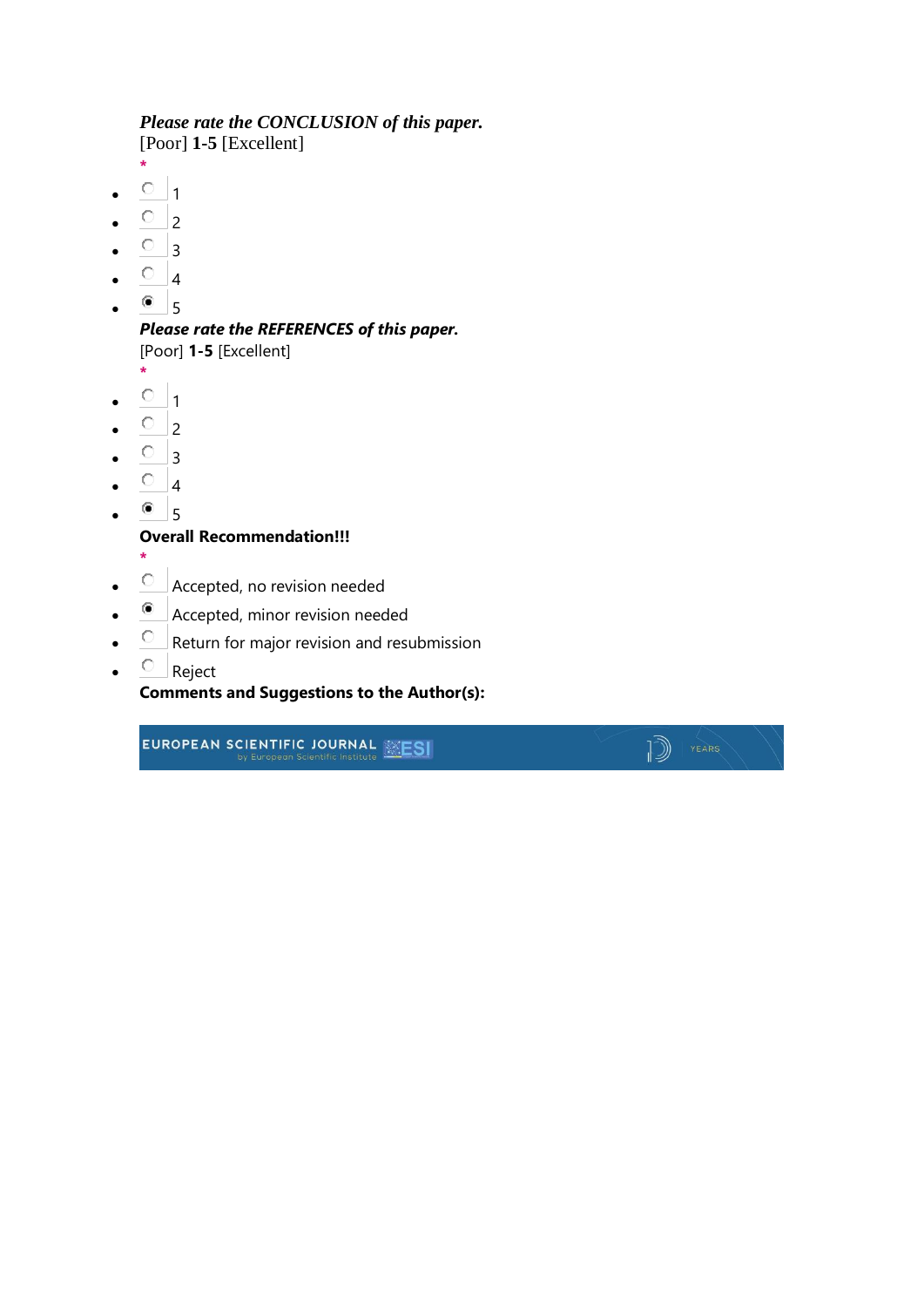***Please rate the CONCLUSION of this paper.***
[Poor] **1-5** [Excellent]
*

- ○ 1
- ○ 2
- ○ 3
- ○ 4
- ◉ 5

***Please rate the REFERENCES of this paper.***
[Poor] **1-5** [Excellent]
*

- ○ 1
- ○ 2
- ○ 3
- ○ 4
- ◉ 5

**Overall Recommendation!!!**
*

- ○ Accepted, no revision needed
- ◉ Accepted, minor revision needed
- ○ Return for major revision and resubmission
- ○ Reject

**Comments and Suggestions to the Author(s):**